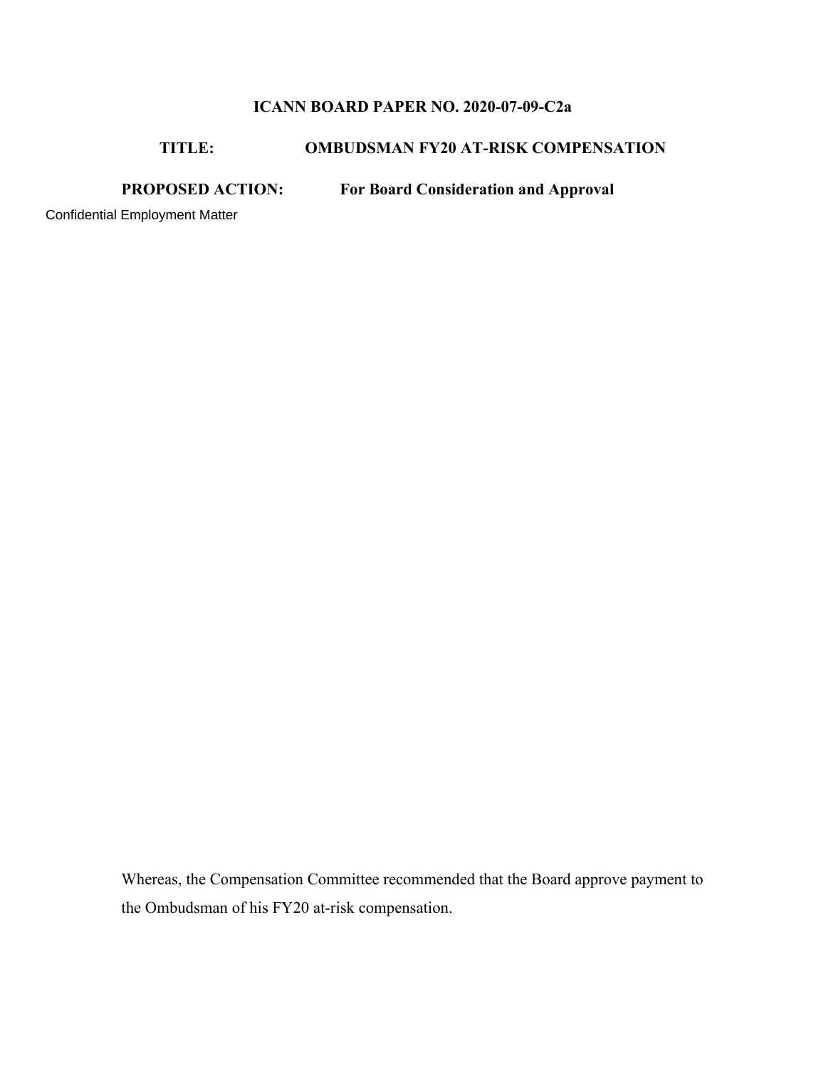**ICANN BOARD PAPER NO. 2020-07-09-C2a**

**TITLE:** **OMBUDSMAN FY20 AT-RISK COMPENSATION**

**PROPOSED ACTION:** **For Board Consideration and Approval**

Confidential Employment Matter

Whereas, the Compensation Committee recommended that the Board approve payment to the Ombudsman of his FY20 at-risk compensation.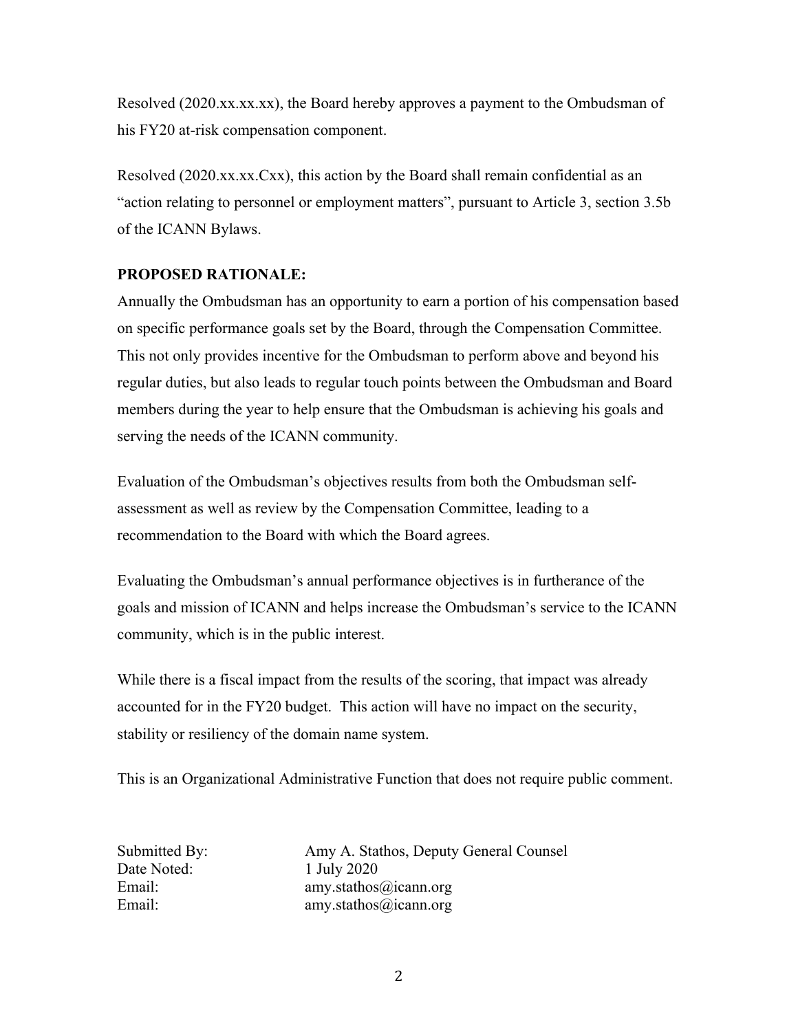Resolved (2020.xx.xx.xx), the Board hereby approves a payment to the Ombudsman of his FY20 at-risk compensation component.

Resolved (2020.xx.xx.Cxx), this action by the Board shall remain confidential as an "action relating to personnel or employment matters", pursuant to Article 3, section 3.5b of the ICANN Bylaws.

**PROPOSED RATIONALE:**

Annually the Ombudsman has an opportunity to earn a portion of his compensation based on specific performance goals set by the Board, through the Compensation Committee. This not only provides incentive for the Ombudsman to perform above and beyond his regular duties, but also leads to regular touch points between the Ombudsman and Board members during the year to help ensure that the Ombudsman is achieving his goals and serving the needs of the ICANN community.

Evaluation of the Ombudsman's objectives results from both the Ombudsman self-assessment as well as review by the Compensation Committee, leading to a recommendation to the Board with which the Board agrees.

Evaluating the Ombudsman's annual performance objectives is in furtherance of the goals and mission of ICANN and helps increase the Ombudsman's service to the ICANN community, which is in the public interest.

While there is a fiscal impact from the results of the scoring, that impact was already accounted for in the FY20 budget. This action will have no impact on the security, stability or resiliency of the domain name system.

This is an Organizational Administrative Function that does not require public comment.

Submitted By: Amy A. Stathos, Deputy General Counsel
Date Noted: 1 July 2020
Email: amy.stathos@icann.org
Email: amy.stathos@icann.org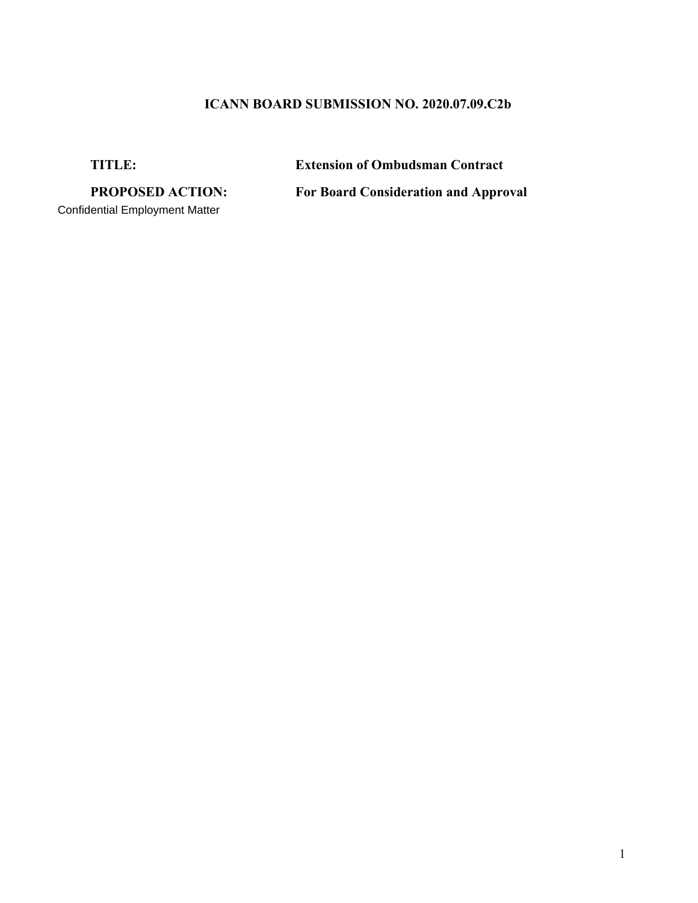**ICANN BOARD SUBMISSION NO. 2020.07.09.C2b**

**TITLE:** **Extension of Ombudsman Contract**

**PROPOSED ACTION:** **For Board Consideration and Approval**

Confidential Employment Matter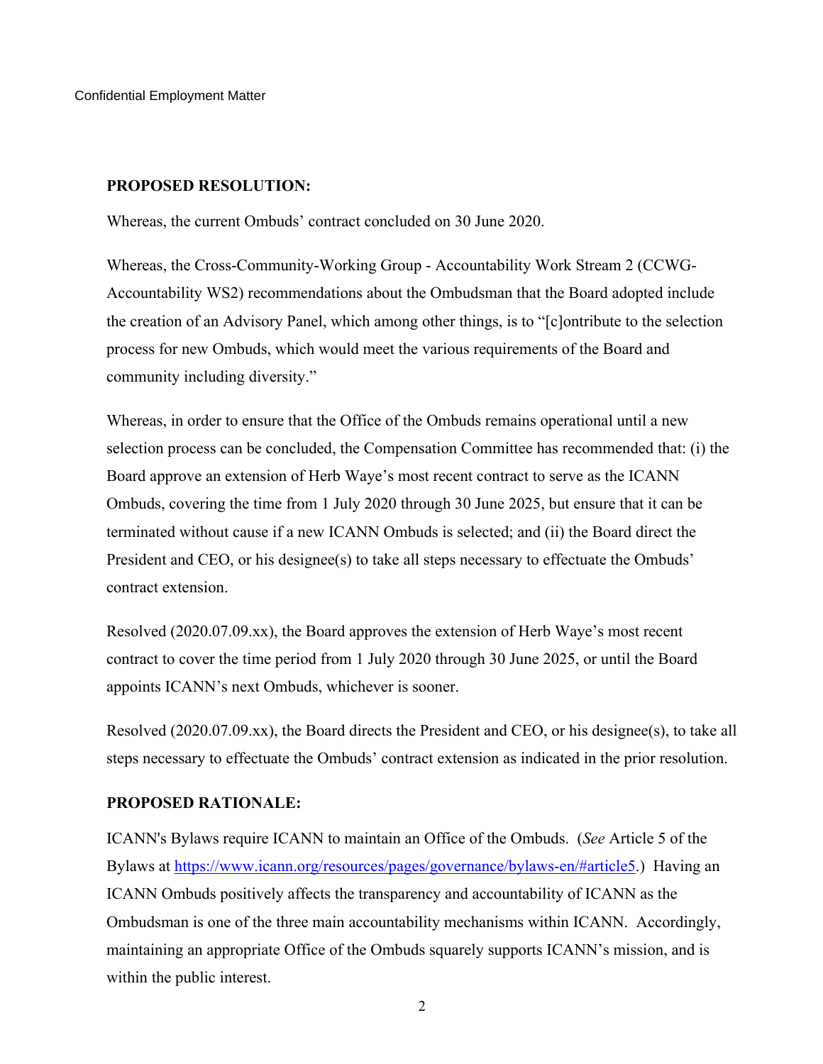Confidential Employment Matter

**PROPOSED RESOLUTION:**

Whereas, the current Ombuds' contract concluded on 30 June 2020.

Whereas, the Cross-Community-Working Group - Accountability Work Stream 2 (CCWG-Accountability WS2) recommendations about the Ombudsman that the Board adopted include the creation of an Advisory Panel, which among other things, is to "[c]ontribute to the selection process for new Ombuds, which would meet the various requirements of the Board and community including diversity."

Whereas, in order to ensure that the Office of the Ombuds remains operational until a new selection process can be concluded, the Compensation Committee has recommended that: (i) the Board approve an extension of Herb Waye's most recent contract to serve as the ICANN Ombuds, covering the time from 1 July 2020 through 30 June 2025, but ensure that it can be terminated without cause if a new ICANN Ombuds is selected; and (ii) the Board direct the President and CEO, or his designee(s) to take all steps necessary to effectuate the Ombuds' contract extension.

Resolved (2020.07.09.xx), the Board approves the extension of Herb Waye's most recent contract to cover the time period from 1 July 2020 through 30 June 2025, or until the Board appoints ICANN's next Ombuds, whichever is sooner.

Resolved (2020.07.09.xx), the Board directs the President and CEO, or his designee(s), to take all steps necessary to effectuate the Ombuds' contract extension as indicated in the prior resolution.

**PROPOSED RATIONALE:**

ICANN's Bylaws require ICANN to maintain an Office of the Ombuds. (*See* Article 5 of the Bylaws at https://www.icann.org/resources/pages/governance/bylaws-en/#article5.) Having an ICANN Ombuds positively affects the transparency and accountability of ICANN as the Ombudsman is one of the three main accountability mechanisms within ICANN. Accordingly, maintaining an appropriate Office of the Ombuds squarely supports ICANN's mission, and is within the public interest.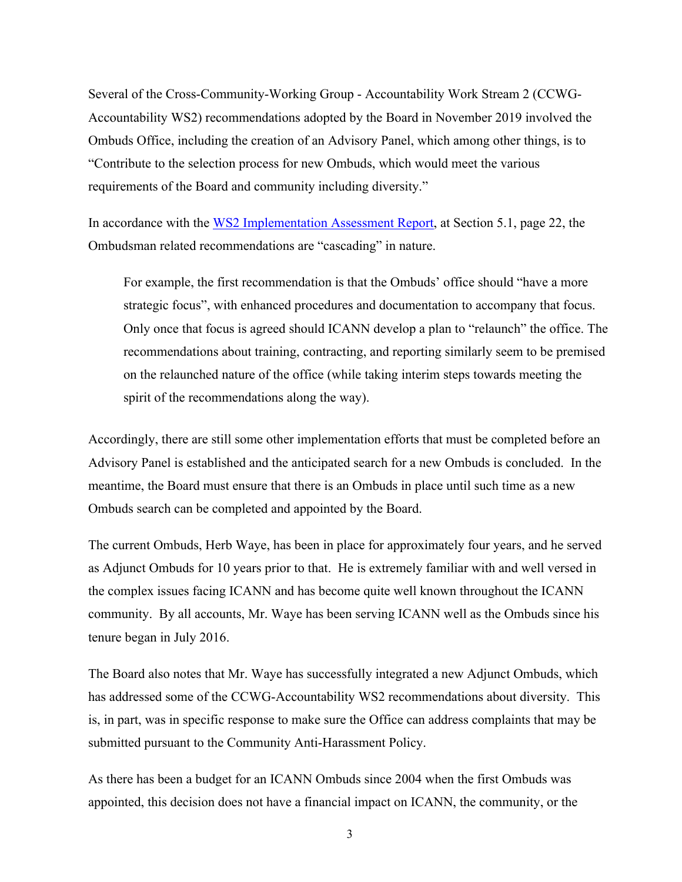Several of the Cross-Community-Working Group - Accountability Work Stream 2 (CCWG-Accountability WS2) recommendations adopted by the Board in November 2019 involved the Ombuds Office, including the creation of an Advisory Panel, which among other things, is to "Contribute to the selection process for new Ombuds, which would meet the various requirements of the Board and community including diversity."

In accordance with the WS2 Implementation Assessment Report, at Section 5.1, page 22, the Ombudsman related recommendations are "cascading" in nature.

> For example, the first recommendation is that the Ombuds' office should "have a more strategic focus", with enhanced procedures and documentation to accompany that focus. Only once that focus is agreed should ICANN develop a plan to "relaunch" the office. The recommendations about training, contracting, and reporting similarly seem to be premised on the relaunched nature of the office (while taking interim steps towards meeting the spirit of the recommendations along the way).

Accordingly, there are still some other implementation efforts that must be completed before an Advisory Panel is established and the anticipated search for a new Ombuds is concluded. In the meantime, the Board must ensure that there is an Ombuds in place until such time as a new Ombuds search can be completed and appointed by the Board.

The current Ombuds, Herb Waye, has been in place for approximately four years, and he served as Adjunct Ombuds for 10 years prior to that. He is extremely familiar with and well versed in the complex issues facing ICANN and has become quite well known throughout the ICANN community. By all accounts, Mr. Waye has been serving ICANN well as the Ombuds since his tenure began in July 2016.

The Board also notes that Mr. Waye has successfully integrated a new Adjunct Ombuds, which has addressed some of the CCWG-Accountability WS2 recommendations about diversity. This is, in part, was in specific response to make sure the Office can address complaints that may be submitted pursuant to the Community Anti-Harassment Policy.

As there has been a budget for an ICANN Ombuds since 2004 when the first Ombuds was appointed, this decision does not have a financial impact on ICANN, the community, or the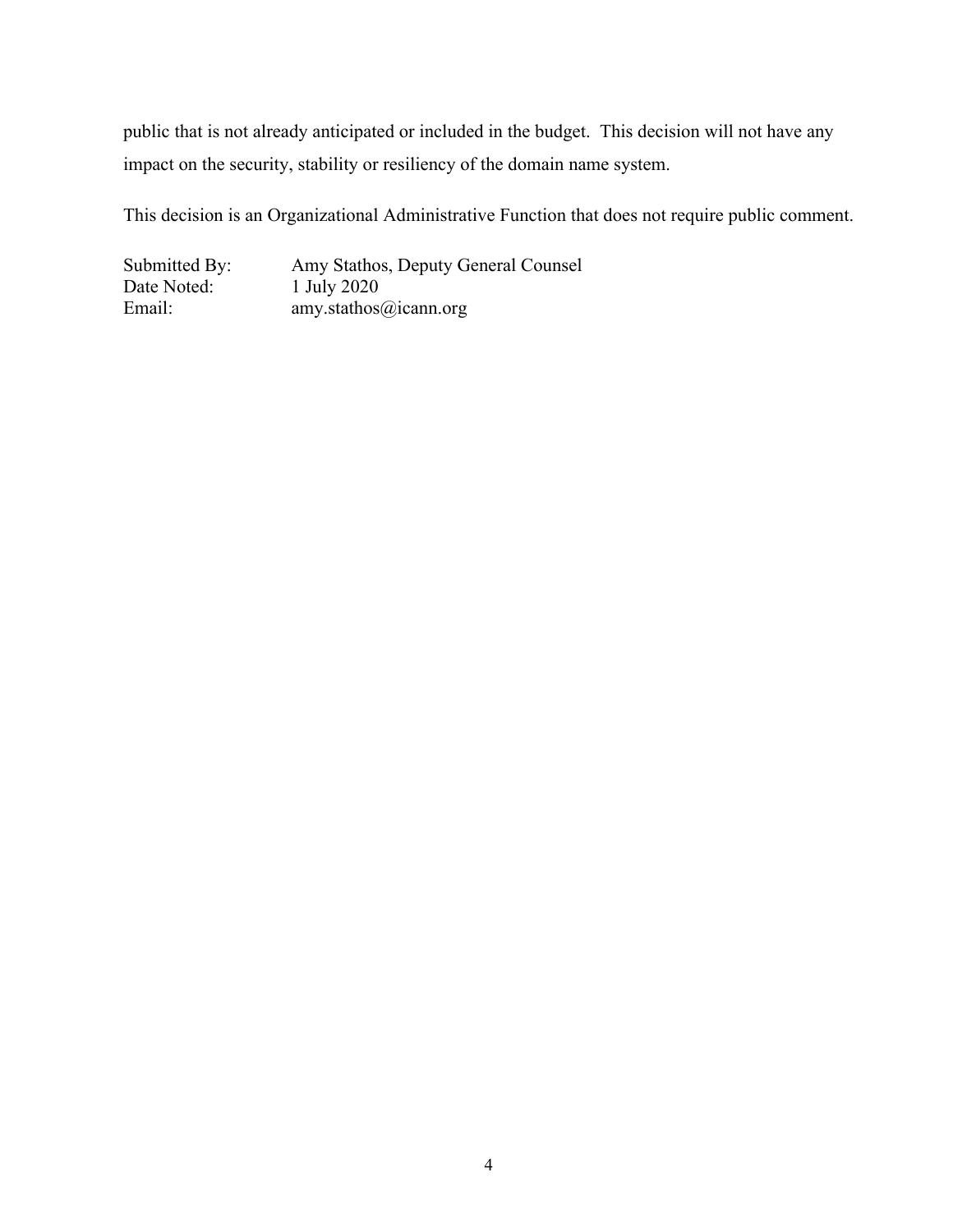public that is not already anticipated or included in the budget. This decision will not have any impact on the security, stability or resiliency of the domain name system.

This decision is an Organizational Administrative Function that does not require public comment.

Submitted By: Amy Stathos, Deputy General Counsel
Date Noted: 1 July 2020
Email: amy.stathos@icann.org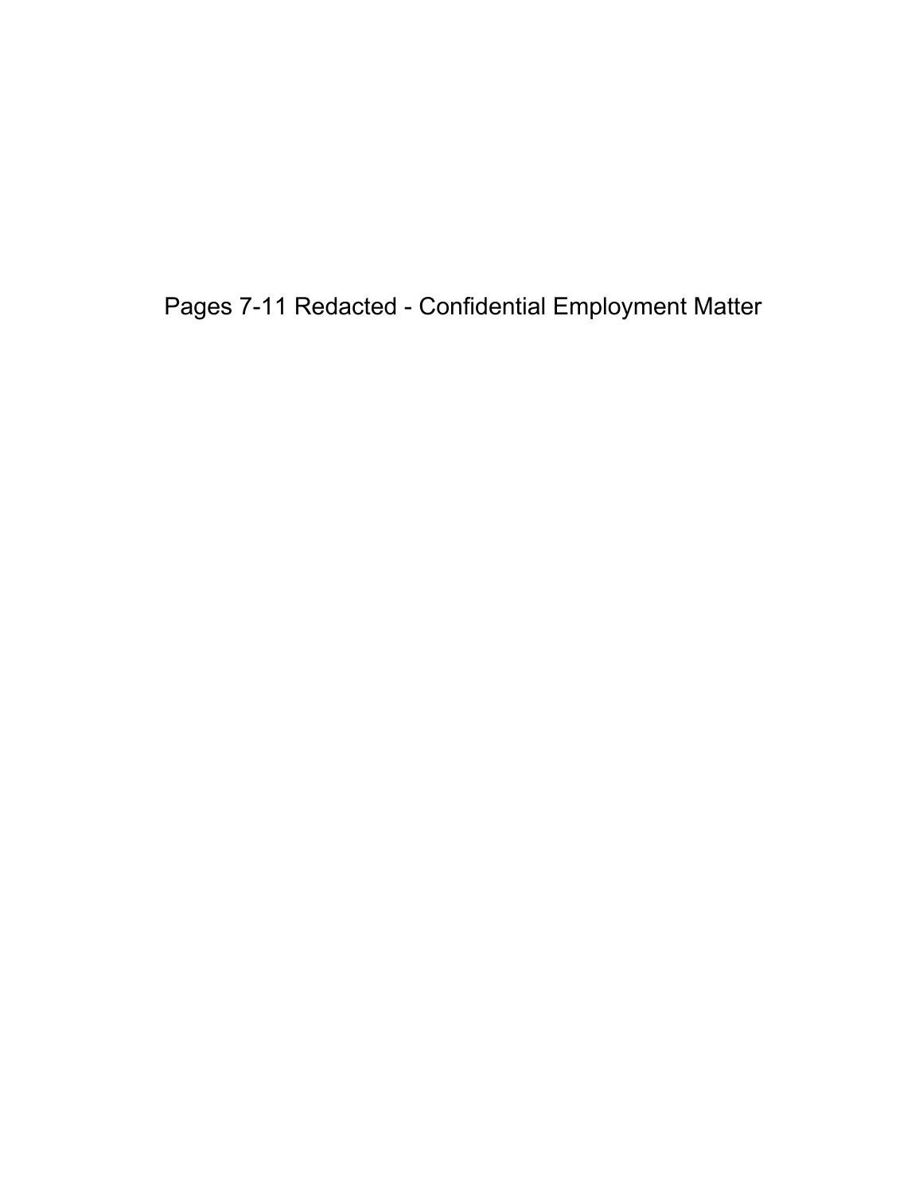Pages 7-11 Redacted - Confidential Employment Matter